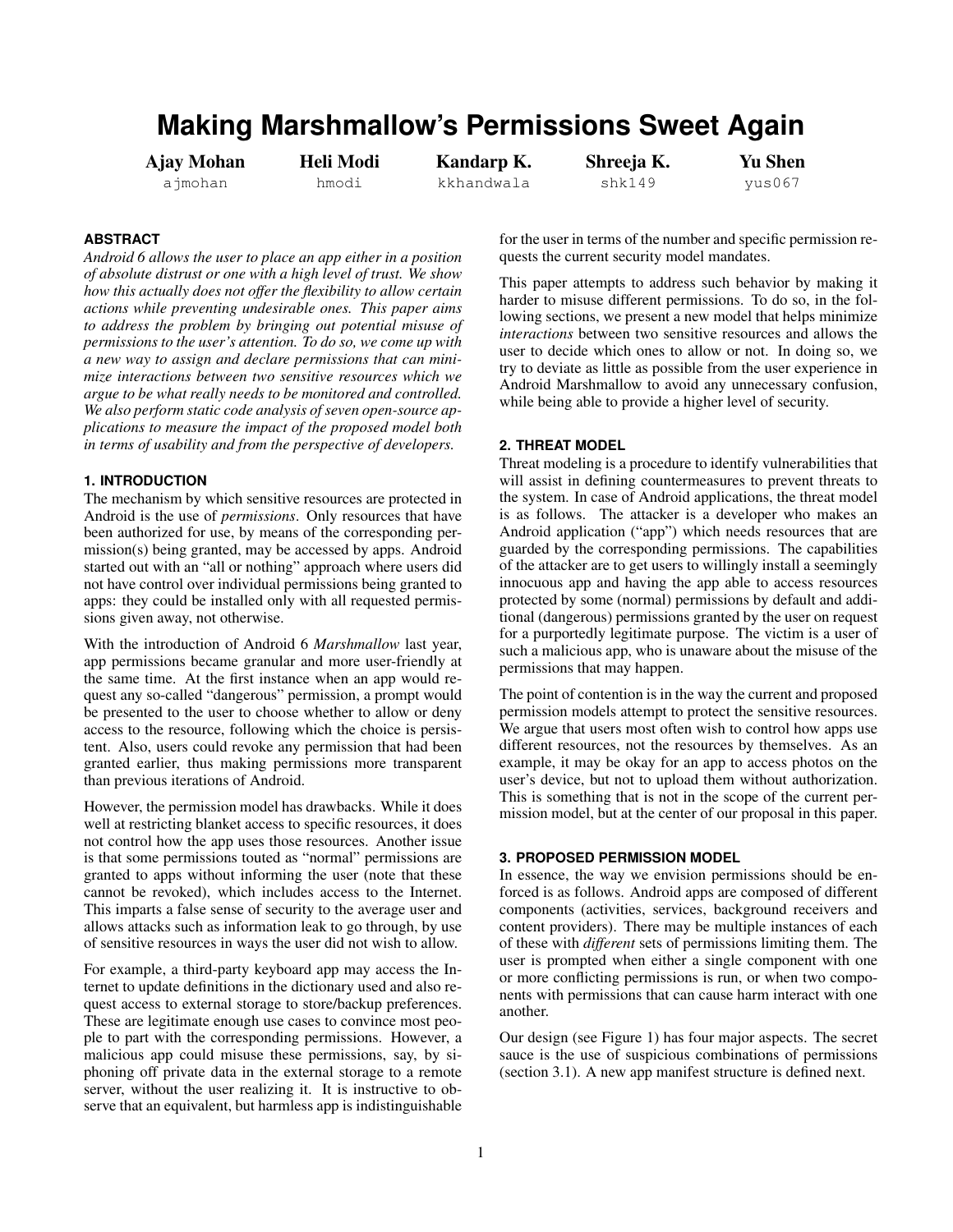# Making Marshmallow's Permissions Sweet Again

**Ajay Mohan** ajmohan

**Heli Modi** hmodi

**Kandarp K.** kkhandwala

**Shreeja K.** shk149

**Yu Shen** yus067

## ABSTRACT

*Android 6 allows the user to place an app either in a position of absolute distrust or one with a high level of trust. We show how this actually does not offer the flexibility to allow certain actions while preventing undesirable ones. This paper aims to address the problem by bringing out potential misuse of permissions to the user's attention. To do so, we come up with a new way to assign and declare permissions that can minimize interactions between two sensitive resources which we argue to be what really needs to be monitored and controlled. We also perform static code analysis of seven open-source applications to measure the impact of the proposed model both in terms of usability and from the perspective of developers.*

## 1. INTRODUCTION

The mechanism by which sensitive resources are protected in Android is the use of *permissions*. Only resources that have been authorized for use, by means of the corresponding permission(s) being granted, may be accessed by apps. Android started out with an "all or nothing" approach where users did not have control over individual permissions being granted to apps: they could be installed only with all requested permissions given away, not otherwise.

With the introduction of Android 6 *Marshmallow* last year, app permissions became granular and more user-friendly at the same time. At the first instance when an app would request any so-called "dangerous" permission, a prompt would be presented to the user to choose whether to allow or deny access to the resource, following which the choice is persistent. Also, users could revoke any permission that had been granted earlier, thus making permissions more transparent than previous iterations of Android.

However, the permission model has drawbacks. While it does well at restricting blanket access to specific resources, it does not control how the app uses those resources. Another issue is that some permissions touted as "normal" permissions are granted to apps without informing the user (note that these cannot be revoked), which includes access to the Internet. This imparts a false sense of security to the average user and allows attacks such as information leak to go through, by use of sensitive resources in ways the user did not wish to allow.

For example, a third-party keyboard app may access the Internet to update definitions in the dictionary used and also request access to external storage to store/backup preferences. These are legitimate enough use cases to convince most people to part with the corresponding permissions. However, a malicious app could misuse these permissions, say, by siphoning off private data in the external storage to a remote server, without the user realizing it. It is instructive to observe that an equivalent, but harmless app is indistinguishable for the user in terms of the number and specific permission requests the current security model mandates.

This paper attempts to address such behavior by making it harder to misuse different permissions. To do so, in the following sections, we present a new model that helps minimize *interactions* between two sensitive resources and allows the user to decide which ones to allow or not. In doing so, we try to deviate as little as possible from the user experience in Android Marshmallow to avoid any unnecessary confusion, while being able to provide a higher level of security.

## 2. THREAT MODEL

Threat modeling is a procedure to identify vulnerabilities that will assist in defining countermeasures to prevent threats to the system. In case of Android applications, the threat model is as follows. The attacker is a developer who makes an Android application ("app") which needs resources that are guarded by the corresponding permissions. The capabilities of the attacker are to get users to willingly install a seemingly innocuous app and having the app able to access resources protected by some (normal) permissions by default and additional (dangerous) permissions granted by the user on request for a purportedly legitimate purpose. The victim is a user of such a malicious app, who is unaware about the misuse of the permissions that may happen.

The point of contention is in the way the current and proposed permission models attempt to protect the sensitive resources. We argue that users most often wish to control how apps use different resources, not the resources by themselves. As an example, it may be okay for an app to access photos on the user's device, but not to upload them without authorization. This is something that is not in the scope of the current permission model, but at the center of our proposal in this paper.

## 3. PROPOSED PERMISSION MODEL

In essence, the way we envision permissions should be enforced is as follows. Android apps are composed of different components (activities, services, background receivers and content providers). There may be multiple instances of each of these with *different* sets of permissions limiting them. The user is prompted when either a single component with one or more conflicting permissions is run, or when two components with permissions that can cause harm interact with one another.

Our design (see Figure 1) has four major aspects. The secret sauce is the use of suspicious combinations of permissions (section 3.1). A new app manifest structure is defined next.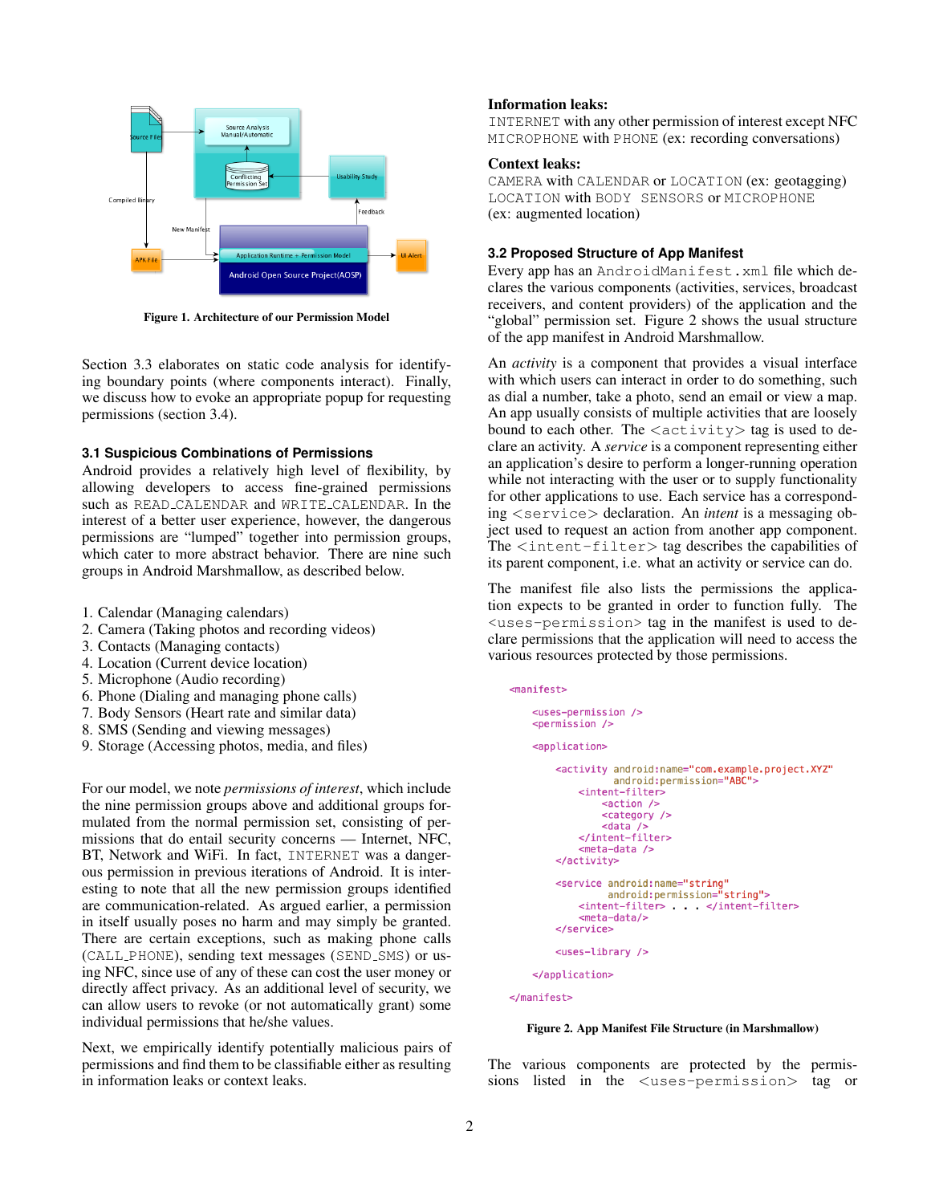Figure 1. Architecture of our Permission Model

Section 3.3 elaborates on static code analysis for identifying boundary points (where components interact). Finally, we discuss how to evoke an appropriate popup for requesting permissions (section 3.4).

### 3.1 Suspicious Combinations of Permissions

Android provides a relatively high level of flexibility, by allowing developers to access fine-grained permissions such as READ_CALENDAR and WRITE_CALENDAR. In the interest of a better user experience, however, the dangerous permissions are "lumped" together into permission groups, which cater to more abstract behavior. There are nine such groups in Android Marshmallow, as described below.

1. Calendar (Managing calendars)
2. Camera (Taking photos and recording videos)
3. Contacts (Managing contacts)
4. Location (Current device location)
5. Microphone (Audio recording)
6. Phone (Dialing and managing phone calls)
7. Body Sensors (Heart rate and similar data)
8. SMS (Sending and viewing messages)
9. Storage (Accessing photos, media, and files)

For our model, we note *permissions of interest*, which include the nine permission groups above and additional groups formulated from the normal permission set, consisting of permissions that do entail security concerns — Internet, NFC, BT, Network and WiFi. In fact, INTERNET was a dangerous permission in previous iterations of Android. It is interesting to note that all the new permission groups identified are communication-related. As argued earlier, a permission in itself usually poses no harm and may simply be granted. There are certain exceptions, such as making phone calls (CALL_PHONE), sending text messages (SEND_SMS) or using NFC, since use of any of these can cost the user money or directly affect privacy. As an additional level of security, we can allow users to revoke (or not automatically grant) some individual permissions that he/she values.

Next, we empirically identify potentially malicious pairs of permissions and find them to be classifiable either as resulting in information leaks or context leaks.

**Information leaks:**
INTERNET with any other permission of interest except NFC
MICROPHONE with PHONE (ex: recording conversations)

**Context leaks:**
CAMERA with CALENDAR or LOCATION (ex: geotagging)
LOCATION with BODY SENSORS or MICROPHONE
(ex: augmented location)

### 3.2 Proposed Structure of App Manifest

Every app has an AndroidManifest.xml file which declares the various components (activities, services, broadcast receivers, and content providers) of the application and the "global" permission set. Figure 2 shows the usual structure of the app manifest in Android Marshmallow.

An *activity* is a component that provides a visual interface with which users can interact in order to do something, such as dial a number, take a photo, send an email or view a map. An app usually consists of multiple activities that are loosely bound to each other. The <activity> tag is used to declare an activity. A *service* is a component representing either an application's desire to perform a longer-running operation while not interacting with the user or to supply functionality for other applications to use. Each service has a corresponding <service> declaration. An *intent* is a messaging object used to request an action from another app component. The <intent-filter> tag describes the capabilities of its parent component, i.e. what an activity or service can do.

The manifest file also lists the permissions the application expects to be granted in order to function fully. The <uses-permission> tag in the manifest is used to declare permissions that the application will need to access the various resources protected by those permissions.

```
<manifest>

    <uses-permission />
    <permission />

    <application>

        <activity android:name="com.example.project.XYZ"
                  android:permission="ABC">
            <intent-filter>
                <action />
                <category />
                <data />
            </intent-filter>
            <meta-data />
        </activity>

        <service android:name="string"
                 android:permission="string">
            <intent-filter> . . . </intent-filter>
            <meta-data/>
        </service>

        <uses-library />

    </application>

</manifest>
```

Figure 2. App Manifest File Structure (in Marshmallow)

The various components are protected by the permissions listed in the <uses-permission> tag or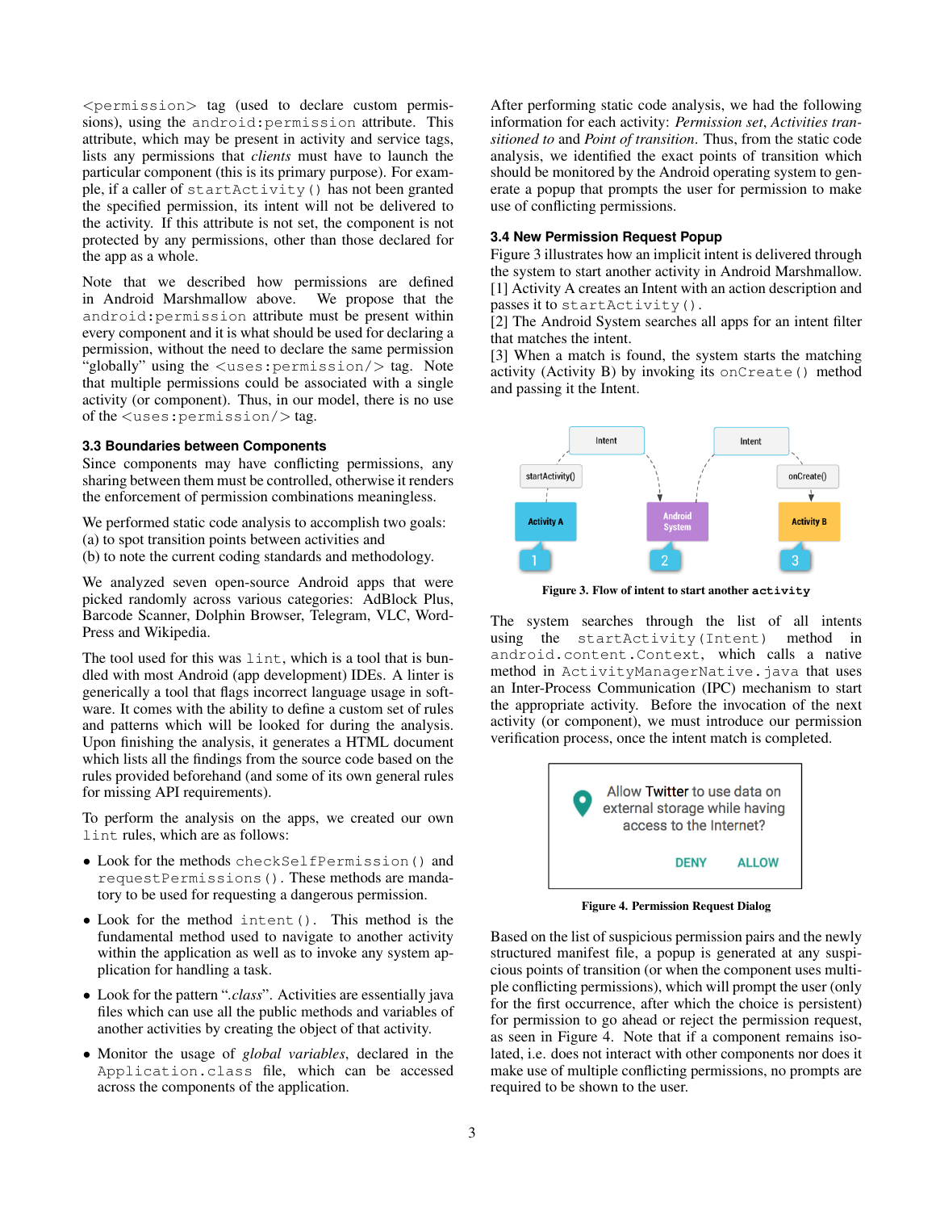<permission> tag (used to declare custom permissions), using the `android:permission` attribute. This attribute, which may be present in activity and service tags, lists any permissions that *clients* must have to launch the particular component (this is its primary purpose). For example, if a caller of `startActivity()` has not been granted the specified permission, its intent will not be delivered to the activity. If this attribute is not set, the component is not protected by any permissions, other than those declared for the app as a whole.

Note that we described how permissions are defined in Android Marshmallow above. We propose that the `android:permission` attribute must be present within every component and it is what should be used for declaring a permission, without the need to declare the same permission "globally" using the `<uses:permission/>` tag. Note that multiple permissions could be associated with a single activity (or component). Thus, in our model, there is no use of the `<uses:permission/>` tag.

### 3.3 Boundaries between Components

Since components may have conflicting permissions, any sharing between them must be controlled, otherwise it renders the enforcement of permission combinations meaningless.

We performed static code analysis to accomplish two goals:
(a) to spot transition points between activities and
(b) to note the current coding standards and methodology.

We analyzed seven open-source Android apps that were picked randomly across various categories: AdBlock Plus, Barcode Scanner, Dolphin Browser, Telegram, VLC, WordPress and Wikipedia.

The tool used for this was `lint`, which is a tool that is bundled with most Android (app development) IDEs. A linter is generically a tool that flags incorrect language usage in software. It comes with the ability to define a custom set of rules and patterns which will be looked for during the analysis. Upon finishing the analysis, it generates a HTML document which lists all the findings from the source code based on the rules provided beforehand (and some of its own general rules for missing API requirements).

To perform the analysis on the apps, we created our own `lint` rules, which are as follows:

- Look for the methods `checkSelfPermission()` and `requestPermissions()`. These methods are mandatory to be used for requesting a dangerous permission.
- Look for the method `intent()`. This method is the fundamental method used to navigate to another activity within the application as well as to invoke any system application for handling a task.
- Look for the pattern "*.class*". Activities are essentially java files which can use all the public methods and variables of another activities by creating the object of that activity.
- Monitor the usage of *global variables*, declared in the `Application.class` file, which can be accessed across the components of the application.

After performing static code analysis, we had the following information for each activity: *Permission set*, *Activities transitioned to* and *Point of transition*. Thus, from the static code analysis, we identified the exact points of transition which should be monitored by the Android operating system to generate a popup that prompts the user for permission to make use of conflicting permissions.

### 3.4 New Permission Request Popup

Figure 3 illustrates how an implicit intent is delivered through the system to start another activity in Android Marshmallow.
[1] Activity A creates an Intent with an action description and passes it to `startActivity()`.
[2] The Android System searches all apps for an intent filter that matches the intent.
[3] When a match is found, the system starts the matching activity (Activity B) by invoking its `onCreate()` method and passing it the Intent.

**Figure 3. Flow of intent to start another `activity`**

The system searches through the list of all intents using the `startActivity(Intent)` method in `android.content.Context`, which calls a native method in `ActivityManagerNative.java` that uses an Inter-Process Communication (IPC) mechanism to start the appropriate activity. Before the invocation of the next activity (or component), we must introduce our permission verification process, once the intent match is completed.

**Figure 4. Permission Request Dialog**

Based on the list of suspicious permission pairs and the newly structured manifest file, a popup is generated at any suspicious points of transition (or when the component uses multiple conflicting permissions), which will prompt the user (only for the first occurrence, after which the choice is persistent) for permission to go ahead or reject the permission request, as seen in Figure 4. Note that if a component remains isolated, i.e. does not interact with other components nor does it make use of multiple conflicting permissions, no prompts are required to be shown to the user.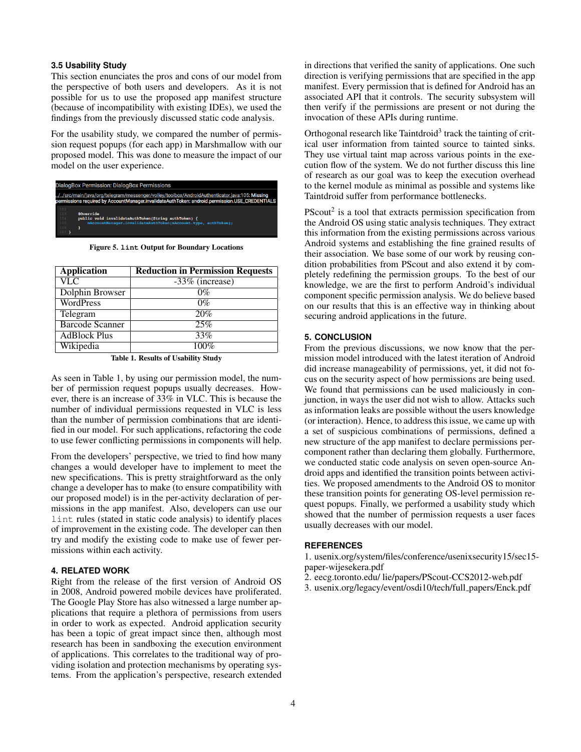### 3.5 Usability Study

This section enunciates the pros and cons of our model from the perspective of both users and developers. As it is not possible for us to use the proposed app manifest structure (because of incompatibility with existing IDEs), we used the findings from the previously discussed static code analysis.

For the usability study, we compared the number of permission request popups (for each app) in Marshmallow with our proposed model. This was done to measure the impact of our model on the user experience.

```
DialogBox Permission: DialogBox Permissions
../../src/main/java/org/telegram/messenger/volley/toolbox/AndroidAuthenticator.java:105: Missing
permissions required by AccountManager.invalidateAuthToken: android.permission.USE_CREDENTIALS

    @Override
    public void invalidateAuthToken(String authToken) {
        mAccountManager.invalidateAuthToken(mAccount.type, authToken);
    }
}
```

**Figure 5. `lint` Output for Boundary Locations**

| Application | Reduction in Permission Requests |
|---|---|
| VLC | -33% (increase) |
| Dolphin Browser | 0% |
| WordPress | 0% |
| Telegram | 20% |
| Barcode Scanner | 25% |
| AdBlock Plus | 33% |
| Wikipedia | 100% |

**Table 1. Results of Usability Study**

As seen in Table 1, by using our permission model, the number of permission request popups usually decreases. However, there is an increase of 33% in VLC. This is because the number of individual permissions requested in VLC is less than the number of permission combinations that are identified in our model. For such applications, refactoring the code to use fewer conflicting permissions in components will help.

From the developers' perspective, we tried to find how many changes a would developer have to implement to meet the new specifications. This is pretty straightforward as the only change a developer has to make (to ensure compatibility with our proposed model) is in the per-activity declaration of permissions in the app manifest. Also, developers can use our `lint` rules (stated in static code analysis) to identify places of improvement in the existing code. The developer can then try and modify the existing code to make use of fewer permissions within each activity.

## 4. RELATED WORK

Right from the release of the first version of Android OS in 2008, Android powered mobile devices have proliferated. The Google Play Store has also witnessed a large number applications that require a plethora of permissions from users in order to work as expected. Android application security has been a topic of great impact since then, although most research has been in sandboxing the execution environment of applications. This correlates to the traditional way of providing isolation and protection mechanisms by operating systems. From the application's perspective, research extended in directions that verified the sanity of applications. One such direction is verifying permissions that are specified in the app manifest. Every permission that is defined for Android has an associated API that it controls. The security subsystem will then verify if the permissions are present or not during the invocation of these APIs during runtime.

Orthogonal research like Taintdroid[3] track the tainting of critical user information from tainted source to tainted sinks. They use virtual taint map across various points in the execution flow of the system. We do not further discuss this line of research as our goal was to keep the execution overhead to the kernel module as minimal as possible and systems like Taintdroid suffer from performance bottlenecks.

PScout[2] is a tool that extracts permission specification from the Android OS using static analysis techniques. They extract this information from the existing permissions across various Android systems and establishing the fine grained results of their association. We base some of our work by reusing condition probabilities from PScout and also extend it by completely redefining the permission groups. To the best of our knowledge, we are the first to perform Android's individual component specific permission analysis. We do believe based on our results that this is an effective way in thinking about securing android applications in the future.

## 5. CONCLUSION

From the previous discussions, we now know that the permission model introduced with the latest iteration of Android did increase manageability of permissions, yet, it did not focus on the security aspect of how permissions are being used. We found that permissions can be used maliciously in conjunction, in ways the user did not wish to allow. Attacks such as information leaks are possible without the users knowledge (or interaction). Hence, to address this issue, we came up with a set of suspicious combinations of permissions, defined a new structure of the app manifest to declare permissions per-component rather than declaring them globally. Furthermore, we conducted static code analysis on seven open-source Android apps and identified the transition points between activities. We proposed amendments to the Android OS to monitor these transition points for generating OS-level permission request popups. Finally, we performed a usability study which showed that the number of permission requests a user faces usually decreases with our model.

## REFERENCES

1. usenix.org/system/files/conference/usenixsecurity15/sec15-paper-wijesekera.pdf
2. eecg.toronto.edu/ lie/papers/PScout-CCS2012-web.pdf
3. usenix.org/legacy/event/osdi10/tech/full_papers/Enck.pdf